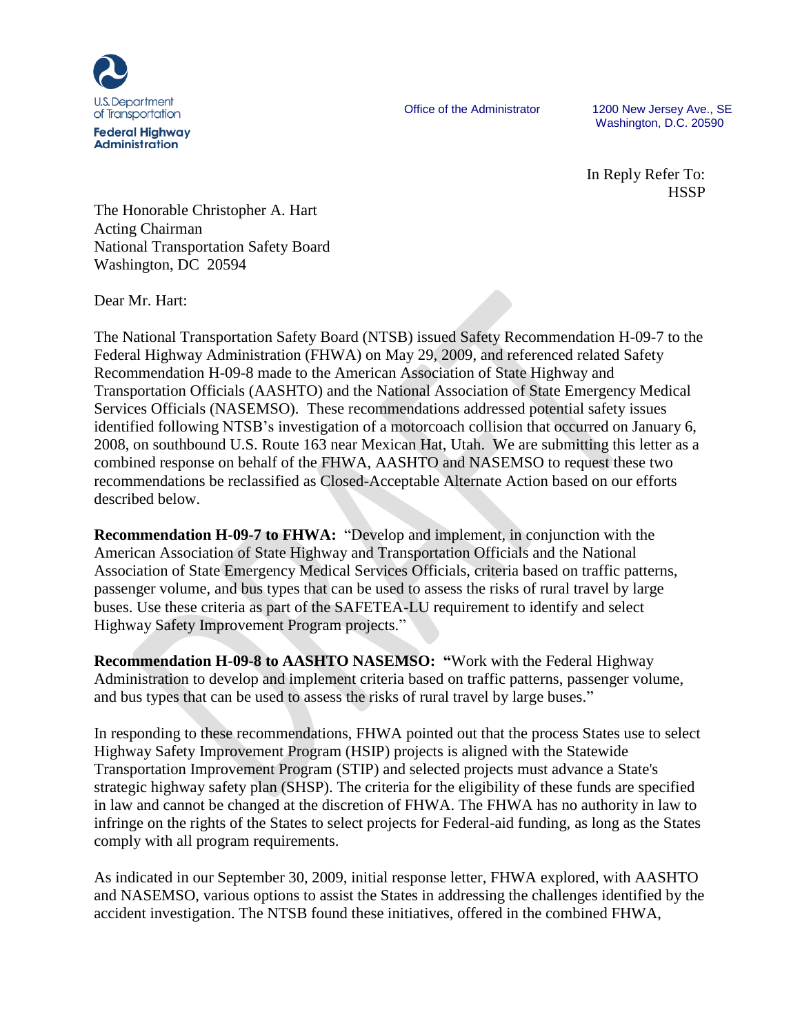U.S. Department of Transportation
**Federal Highway Administration**

Office of the Administrator

1200 New Jersey Ave., SE
Washington, D.C. 20590

In Reply Refer To:
HSSP

The Honorable Christopher A. Hart
Acting Chairman
National Transportation Safety Board
Washington, DC 20594

Dear Mr. Hart:

The National Transportation Safety Board (NTSB) issued Safety Recommendation H-09-7 to the Federal Highway Administration (FHWA) on May 29, 2009, and referenced related Safety Recommendation H-09-8 made to the American Association of State Highway and Transportation Officials (AASHTO) and the National Association of State Emergency Medical Services Officials (NASEMSO). These recommendations addressed potential safety issues identified following NTSB's investigation of a motorcoach collision that occurred on January 6, 2008, on southbound U.S. Route 163 near Mexican Hat, Utah. We are submitting this letter as a combined response on behalf of the FHWA, AASHTO and NASEMSO to request these two recommendations be reclassified as Closed-Acceptable Alternate Action based on our efforts described below.

**Recommendation H-09-7 to FHWA:** "Develop and implement, in conjunction with the American Association of State Highway and Transportation Officials and the National Association of State Emergency Medical Services Officials, criteria based on traffic patterns, passenger volume, and bus types that can be used to assess the risks of rural travel by large buses. Use these criteria as part of the SAFETEA-LU requirement to identify and select Highway Safety Improvement Program projects."

**Recommendation H-09-8 to AASHTO NASEMSO: "**Work with the Federal Highway Administration to develop and implement criteria based on traffic patterns, passenger volume, and bus types that can be used to assess the risks of rural travel by large buses."

In responding to these recommendations, FHWA pointed out that the process States use to select Highway Safety Improvement Program (HSIP) projects is aligned with the Statewide Transportation Improvement Program (STIP) and selected projects must advance a State's strategic highway safety plan (SHSP). The criteria for the eligibility of these funds are specified in law and cannot be changed at the discretion of FHWA. The FHWA has no authority in law to infringe on the rights of the States to select projects for Federal-aid funding, as long as the States comply with all program requirements.

As indicated in our September 30, 2009, initial response letter, FHWA explored, with AASHTO and NASEMSO, various options to assist the States in addressing the challenges identified by the accident investigation. The NTSB found these initiatives, offered in the combined FHWA,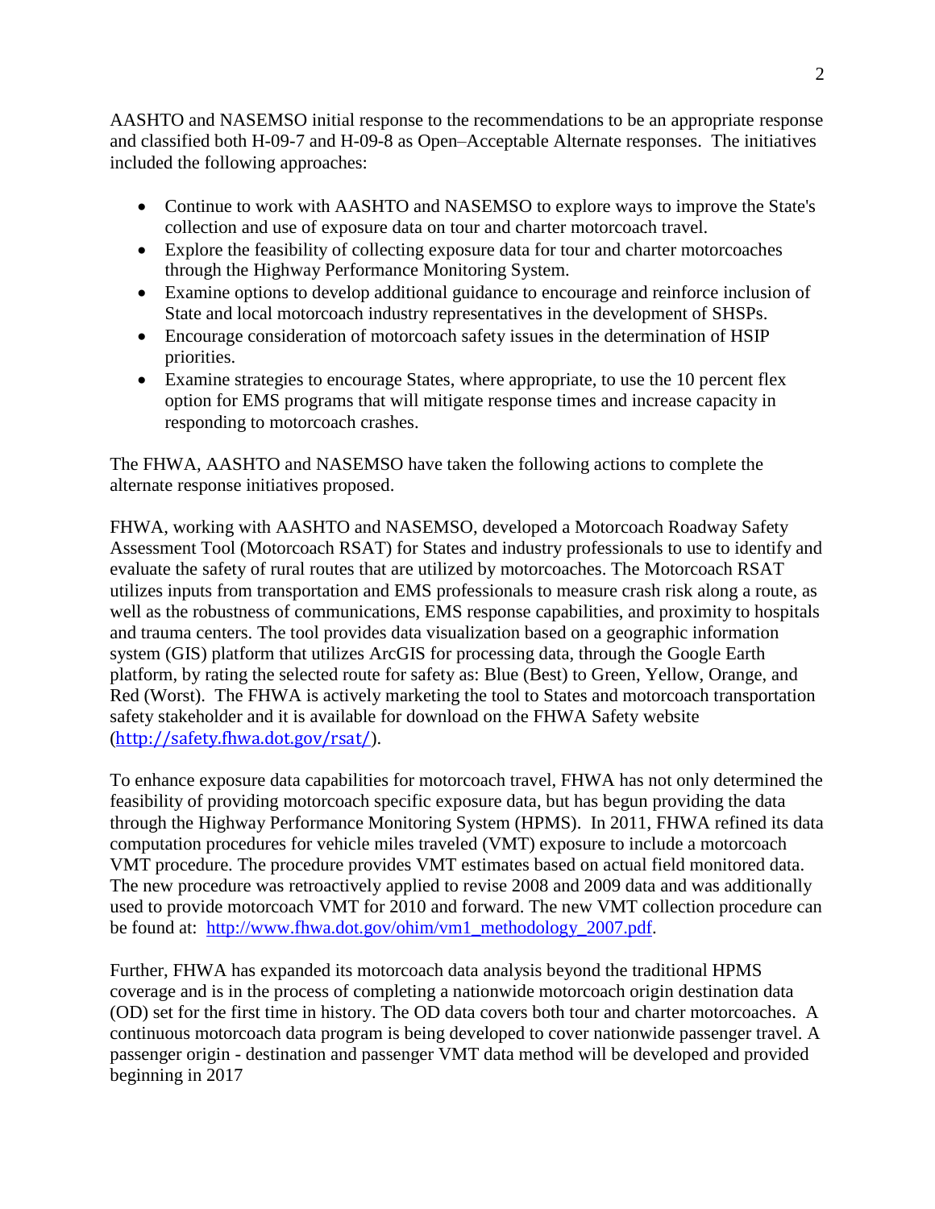AASHTO and NASEMSO initial response to the recommendations to be an appropriate response and classified both H-09-7 and H-09-8 as Open–Acceptable Alternate responses. The initiatives included the following approaches:

- Continue to work with AASHTO and NASEMSO to explore ways to improve the State's collection and use of exposure data on tour and charter motorcoach travel.
- Explore the feasibility of collecting exposure data for tour and charter motorcoaches through the Highway Performance Monitoring System.
- Examine options to develop additional guidance to encourage and reinforce inclusion of State and local motorcoach industry representatives in the development of SHSPs.
- Encourage consideration of motorcoach safety issues in the determination of HSIP priorities.
- Examine strategies to encourage States, where appropriate, to use the 10 percent flex option for EMS programs that will mitigate response times and increase capacity in responding to motorcoach crashes.

The FHWA, AASHTO and NASEMSO have taken the following actions to complete the alternate response initiatives proposed.

FHWA, working with AASHTO and NASEMSO, developed a Motorcoach Roadway Safety Assessment Tool (Motorcoach RSAT) for States and industry professionals to use to identify and evaluate the safety of rural routes that are utilized by motorcoaches. The Motorcoach RSAT utilizes inputs from transportation and EMS professionals to measure crash risk along a route, as well as the robustness of communications, EMS response capabilities, and proximity to hospitals and trauma centers. The tool provides data visualization based on a geographic information system (GIS) platform that utilizes ArcGIS for processing data, through the Google Earth platform, by rating the selected route for safety as: Blue (Best) to Green, Yellow, Orange, and Red (Worst). The FHWA is actively marketing the tool to States and motorcoach transportation safety stakeholder and it is available for download on the FHWA Safety website (http://safety.fhwa.dot.gov/rsat/).

To enhance exposure data capabilities for motorcoach travel, FHWA has not only determined the feasibility of providing motorcoach specific exposure data, but has begun providing the data through the Highway Performance Monitoring System (HPMS). In 2011, FHWA refined its data computation procedures for vehicle miles traveled (VMT) exposure to include a motorcoach VMT procedure. The procedure provides VMT estimates based on actual field monitored data. The new procedure was retroactively applied to revise 2008 and 2009 data and was additionally used to provide motorcoach VMT for 2010 and forward. The new VMT collection procedure can be found at: http://www.fhwa.dot.gov/ohim/vm1_methodology_2007.pdf.

Further, FHWA has expanded its motorcoach data analysis beyond the traditional HPMS coverage and is in the process of completing a nationwide motorcoach origin destination data (OD) set for the first time in history. The OD data covers both tour and charter motorcoaches. A continuous motorcoach data program is being developed to cover nationwide passenger travel. A passenger origin - destination and passenger VMT data method will be developed and provided beginning in 2017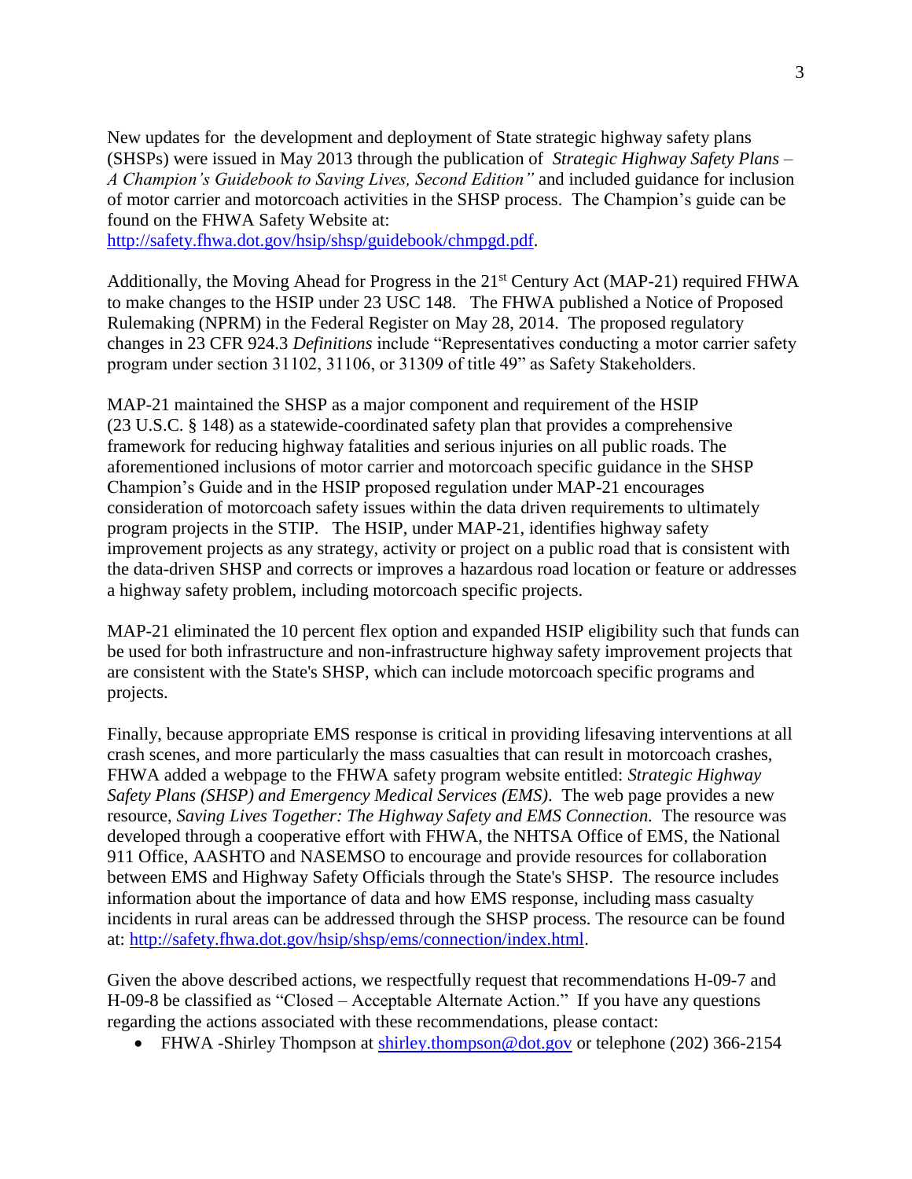New updates for the development and deployment of State strategic highway safety plans (SHSPs) were issued in May 2013 through the publication of *Strategic Highway Safety Plans – A Champion's Guidebook to Saving Lives, Second Edition"* and included guidance for inclusion of motor carrier and motorcoach activities in the SHSP process. The Champion's guide can be found on the FHWA Safety Website at: http://safety.fhwa.dot.gov/hsip/shsp/guidebook/chmpgd.pdf.

Additionally, the Moving Ahead for Progress in the 21st Century Act (MAP-21) required FHWA to make changes to the HSIP under 23 USC 148. The FHWA published a Notice of Proposed Rulemaking (NPRM) in the Federal Register on May 28, 2014. The proposed regulatory changes in 23 CFR 924.3 *Definitions* include "Representatives conducting a motor carrier safety program under section 31102, 31106, or 31309 of title 49" as Safety Stakeholders.

MAP-21 maintained the SHSP as a major component and requirement of the HSIP (23 U.S.C. § 148) as a statewide-coordinated safety plan that provides a comprehensive framework for reducing highway fatalities and serious injuries on all public roads. The aforementioned inclusions of motor carrier and motorcoach specific guidance in the SHSP Champion's Guide and in the HSIP proposed regulation under MAP-21 encourages consideration of motorcoach safety issues within the data driven requirements to ultimately program projects in the STIP. The HSIP, under MAP-21, identifies highway safety improvement projects as any strategy, activity or project on a public road that is consistent with the data-driven SHSP and corrects or improves a hazardous road location or feature or addresses a highway safety problem, including motorcoach specific projects.

MAP-21 eliminated the 10 percent flex option and expanded HSIP eligibility such that funds can be used for both infrastructure and non-infrastructure highway safety improvement projects that are consistent with the State's SHSP, which can include motorcoach specific programs and projects.

Finally, because appropriate EMS response is critical in providing lifesaving interventions at all crash scenes, and more particularly the mass casualties that can result in motorcoach crashes, FHWA added a webpage to the FHWA safety program website entitled: *Strategic Highway Safety Plans (SHSP) and Emergency Medical Services (EMS)*. The web page provides a new resource, *Saving Lives Together: The Highway Safety and EMS Connection.* The resource was developed through a cooperative effort with FHWA, the NHTSA Office of EMS, the National 911 Office, AASHTO and NASEMSO to encourage and provide resources for collaboration between EMS and Highway Safety Officials through the State's SHSP. The resource includes information about the importance of data and how EMS response, including mass casualty incidents in rural areas can be addressed through the SHSP process. The resource can be found at: http://safety.fhwa.dot.gov/hsip/shsp/ems/connection/index.html.

Given the above described actions, we respectfully request that recommendations H-09-7 and H-09-8 be classified as "Closed – Acceptable Alternate Action." If you have any questions regarding the actions associated with these recommendations, please contact:

- FHWA -Shirley Thompson at shirley.thompson@dot.gov or telephone (202) 366-2154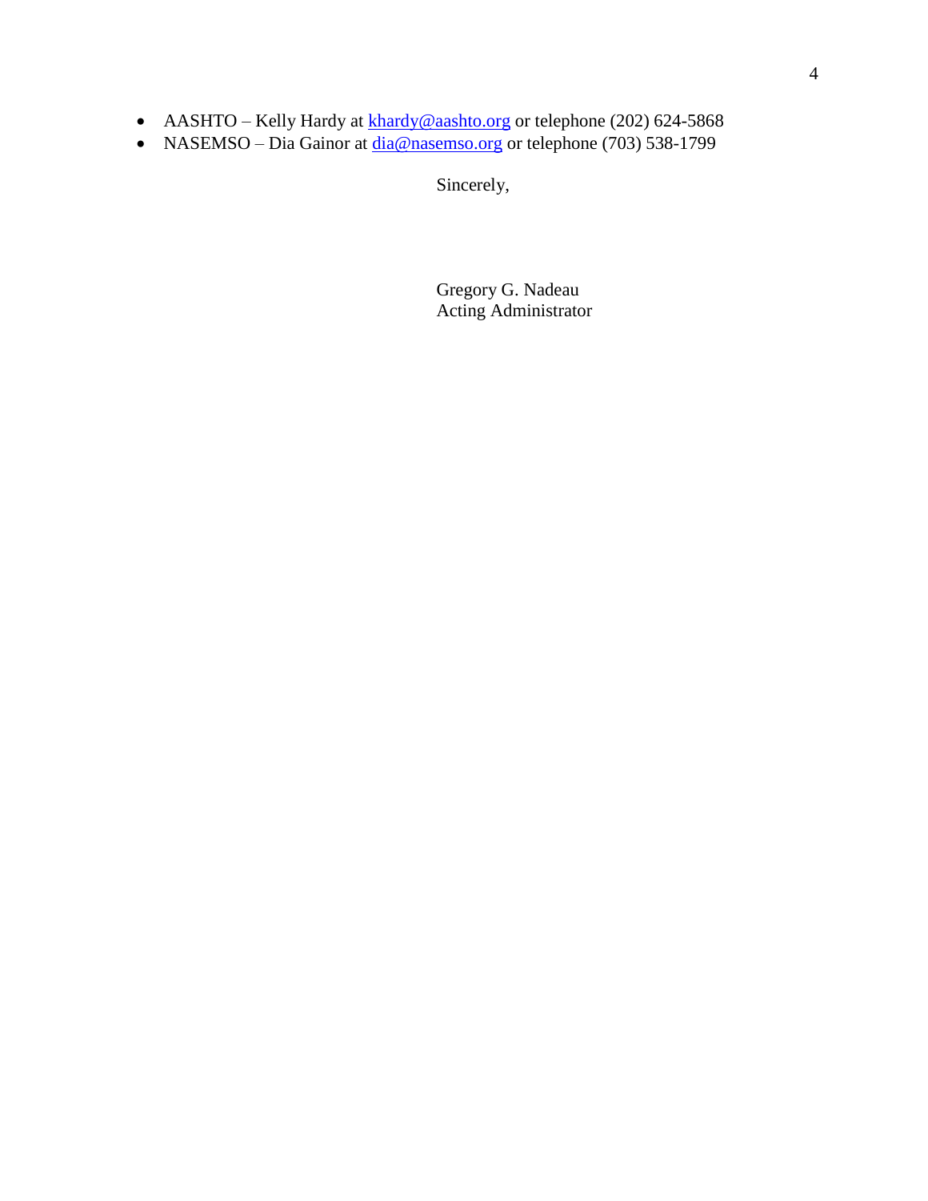- AASHTO – Kelly Hardy at khardy@aashto.org or telephone (202) 624-5868
- NASEMSO – Dia Gainor at dia@nasemso.org or telephone (703) 538-1799

Sincerely,

Gregory G. Nadeau
Acting Administrator